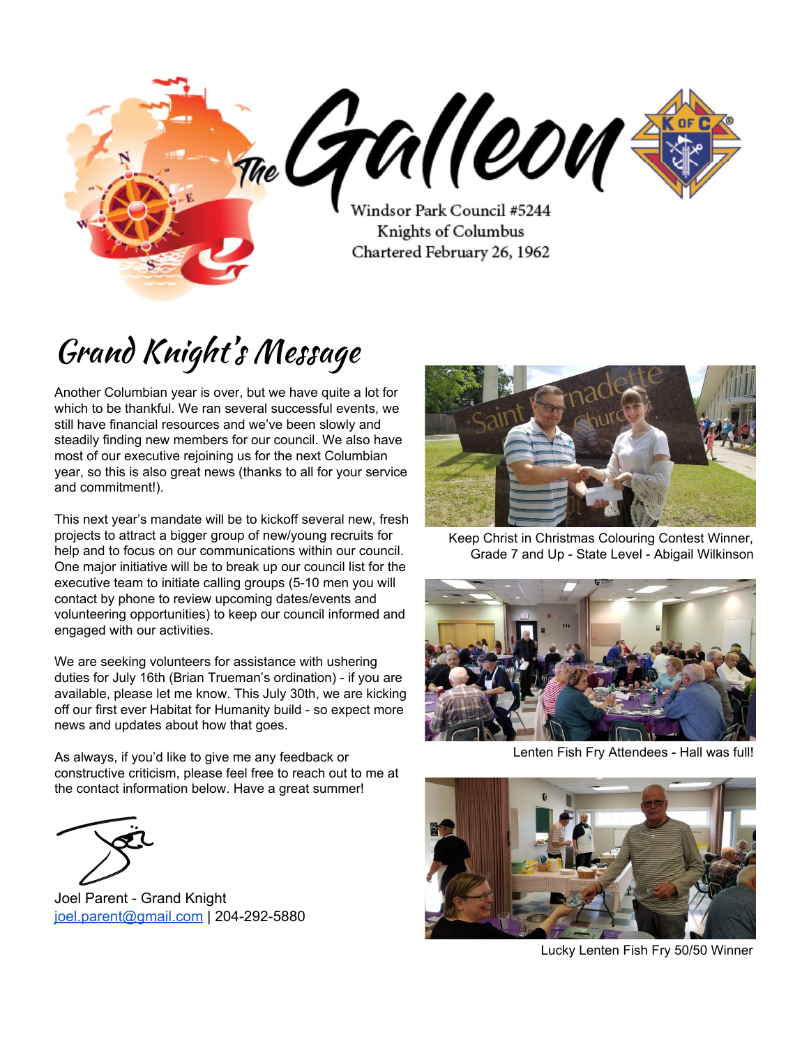# The Galleon

Windsor Park Council #5244
Knights of Columbus
Chartered February 26, 1962

## Grand Knight's Message

Another Columbian year is over, but we have quite a lot for which to be thankful. We ran several successful events, we still have financial resources and we've been slowly and steadily finding new members for our council. We also have most of our executive rejoining us for the next Columbian year, so this is also great news (thanks to all for your service and commitment!).

This next year's mandate will be to kickoff several new, fresh projects to attract a bigger group of new/young recruits for help and to focus on our communications within our council. One major initiative will be to break up our council list for the executive team to initiate calling groups (5-10 men you will contact by phone to review upcoming dates/events and volunteering opportunities) to keep our council informed and engaged with our activities.

We are seeking volunteers for assistance with ushering duties for July 16th (Brian Trueman's ordination) - if you are available, please let me know. This July 30th, we are kicking off our first ever Habitat for Humanity build - so expect more news and updates about how that goes.

As always, if you'd like to give me any feedback or constructive criticism, please feel free to reach out to me at the contact information below. Have a great summer!

Joel Parent - Grand Knight
joel.parent@gmail.com | 204-292-5880

Keep Christ in Christmas Colouring Contest Winner, Grade 7 and Up - State Level - Abigail Wilkinson

Lenten Fish Fry Attendees - Hall was full!

Lucky Lenten Fish Fry 50/50 Winner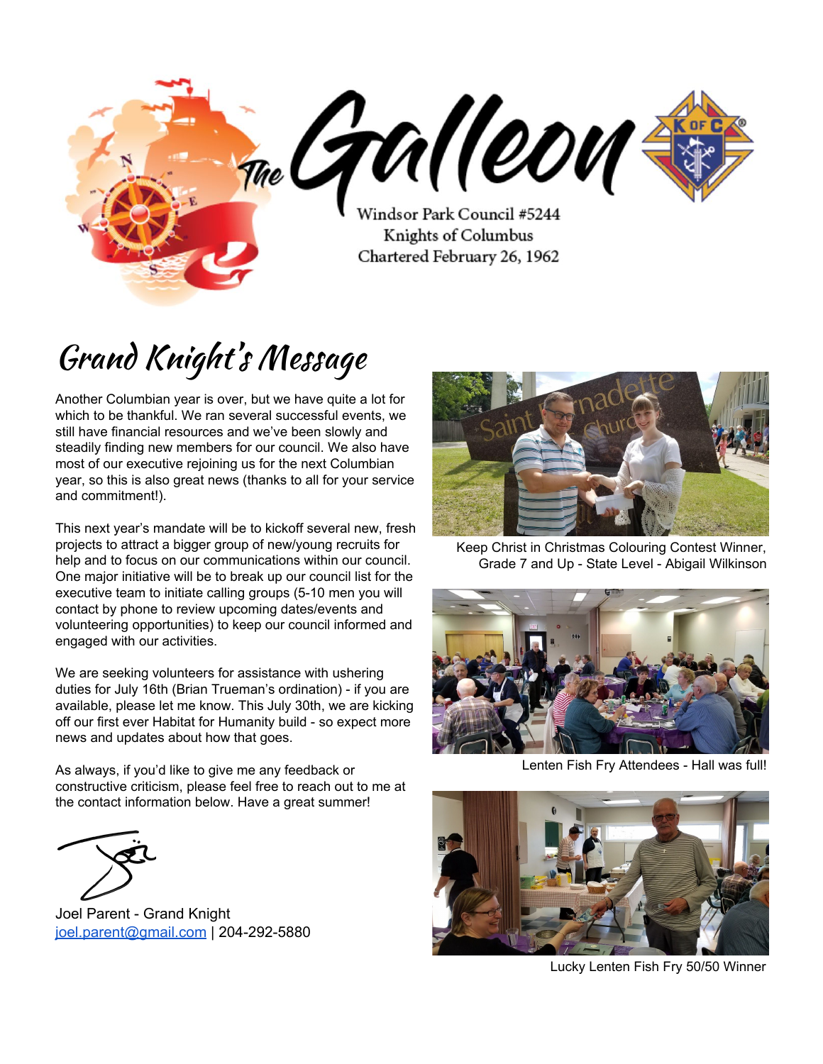# The Galleon

Windsor Park Council #5244
Knights of Columbus
Chartered February 26, 1962

## Grand Knight's Message

Another Columbian year is over, but we have quite a lot for which to be thankful. We ran several successful events, we still have financial resources and we've been slowly and steadily finding new members for our council. We also have most of our executive rejoining us for the next Columbian year, so this is also great news (thanks to all for your service and commitment!).

This next year's mandate will be to kickoff several new, fresh projects to attract a bigger group of new/young recruits for help and to focus on our communications within our council. One major initiative will be to break up our council list for the executive team to initiate calling groups (5-10 men you will contact by phone to review upcoming dates/events and volunteering opportunities) to keep our council informed and engaged with our activities.

We are seeking volunteers for assistance with ushering duties for July 16th (Brian Trueman's ordination) - if you are available, please let me know. This July 30th, we are kicking off our first ever Habitat for Humanity build - so expect more news and updates about how that goes.

As always, if you'd like to give me any feedback or constructive criticism, please feel free to reach out to me at the contact information below. Have a great summer!

Joel Parent - Grand Knight
joel.parent@gmail.com | 204-292-5880

Keep Christ in Christmas Colouring Contest Winner, Grade 7 and Up - State Level - Abigail Wilkinson

Lenten Fish Fry Attendees - Hall was full!

Lucky Lenten Fish Fry 50/50 Winner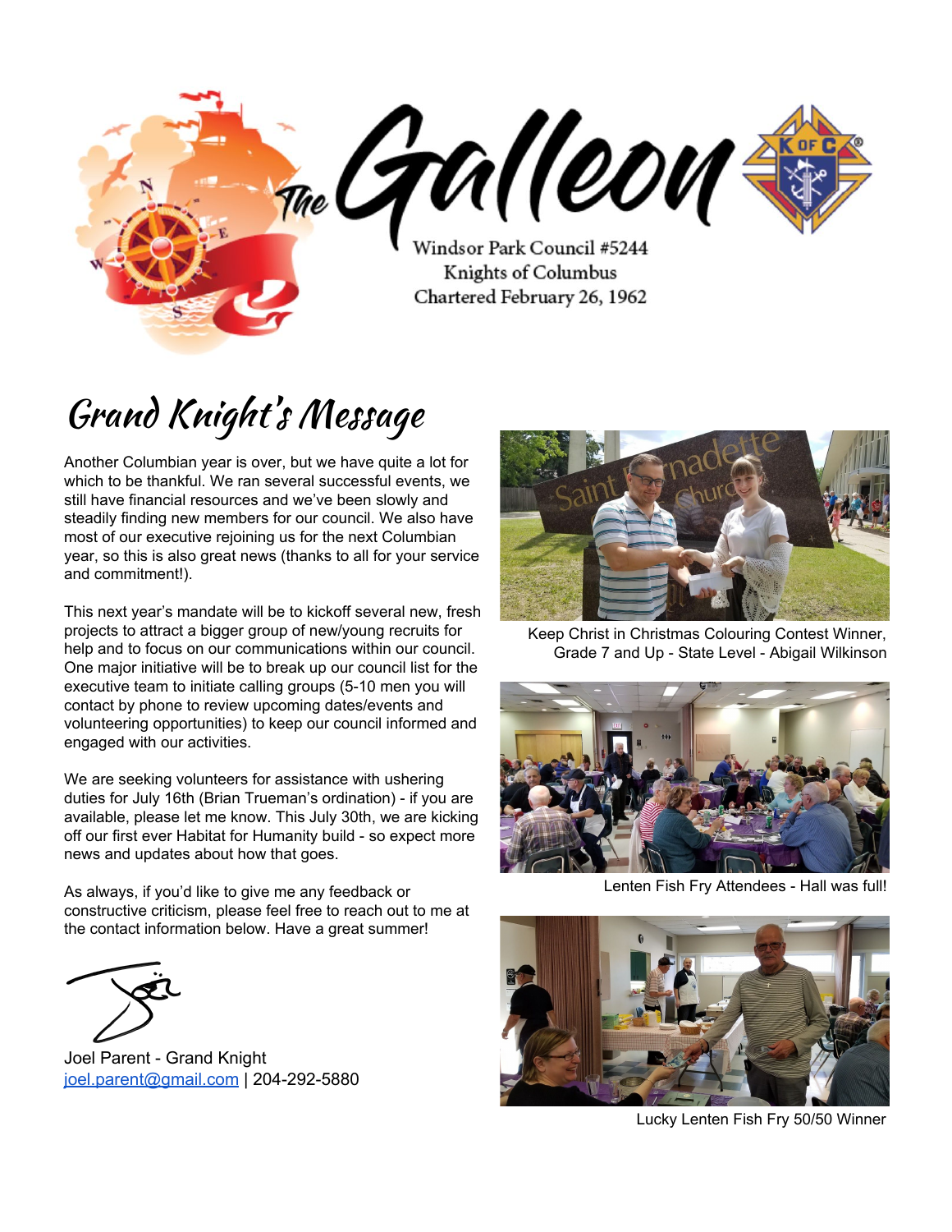# The Galleon

Windsor Park Council #5244
Knights of Columbus
Chartered February 26, 1962

## Grand Knight's Message

Another Columbian year is over, but we have quite a lot for which to be thankful. We ran several successful events, we still have financial resources and we've been slowly and steadily finding new members for our council. We also have most of our executive rejoining us for the next Columbian year, so this is also great news (thanks to all for your service and commitment!).

This next year's mandate will be to kickoff several new, fresh projects to attract a bigger group of new/young recruits for help and to focus on our communications within our council. One major initiative will be to break up our council list for the executive team to initiate calling groups (5-10 men you will contact by phone to review upcoming dates/events and volunteering opportunities) to keep our council informed and engaged with our activities.

We are seeking volunteers for assistance with ushering duties for July 16th (Brian Trueman's ordination) - if you are available, please let me know. This July 30th, we are kicking off our first ever Habitat for Humanity build - so expect more news and updates about how that goes.

As always, if you'd like to give me any feedback or constructive criticism, please feel free to reach out to me at the contact information below. Have a great summer!

Joel Parent - Grand Knight
joel.parent@gmail.com | 204-292-5880

Keep Christ in Christmas Colouring Contest Winner, Grade 7 and Up - State Level - Abigail Wilkinson

Lenten Fish Fry Attendees - Hall was full!

Lucky Lenten Fish Fry 50/50 Winner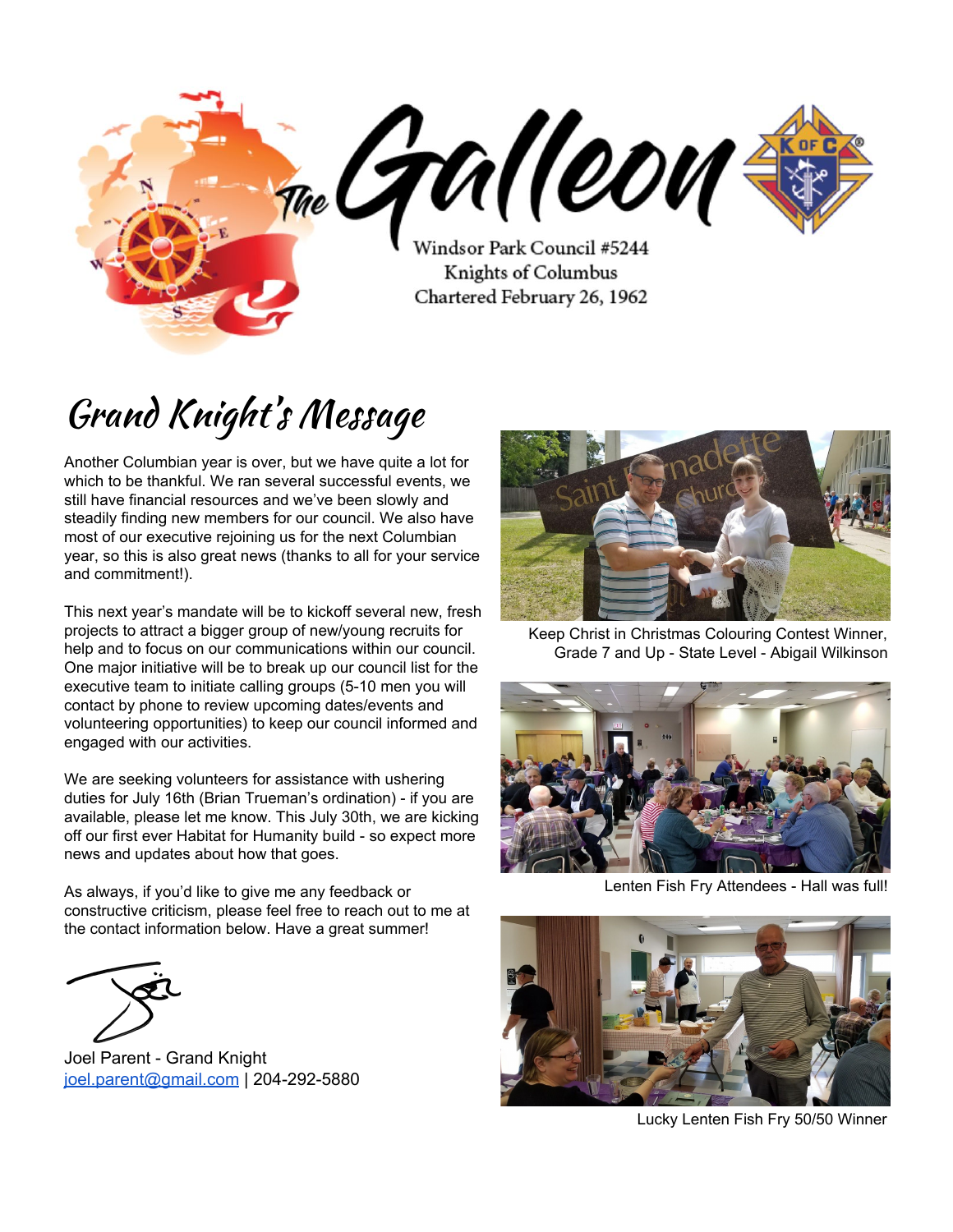# The Galleon

Windsor Park Council #5244
Knights of Columbus
Chartered February 26, 1962

## Grand Knight's Message

Another Columbian year is over, but we have quite a lot for which to be thankful. We ran several successful events, we still have financial resources and we've been slowly and steadily finding new members for our council. We also have most of our executive rejoining us for the next Columbian year, so this is also great news (thanks to all for your service and commitment!).

This next year's mandate will be to kickoff several new, fresh projects to attract a bigger group of new/young recruits for help and to focus on our communications within our council. One major initiative will be to break up our council list for the executive team to initiate calling groups (5-10 men you will contact by phone to review upcoming dates/events and volunteering opportunities) to keep our council informed and engaged with our activities.

We are seeking volunteers for assistance with ushering duties for July 16th (Brian Trueman's ordination) - if you are available, please let me know. This July 30th, we are kicking off our first ever Habitat for Humanity build - so expect more news and updates about how that goes.

As always, if you'd like to give me any feedback or constructive criticism, please feel free to reach out to me at the contact information below. Have a great summer!

Joel Parent - Grand Knight
joel.parent@gmail.com | 204-292-5880

Keep Christ in Christmas Colouring Contest Winner, Grade 7 and Up - State Level - Abigail Wilkinson

Lenten Fish Fry Attendees - Hall was full!

Lucky Lenten Fish Fry 50/50 Winner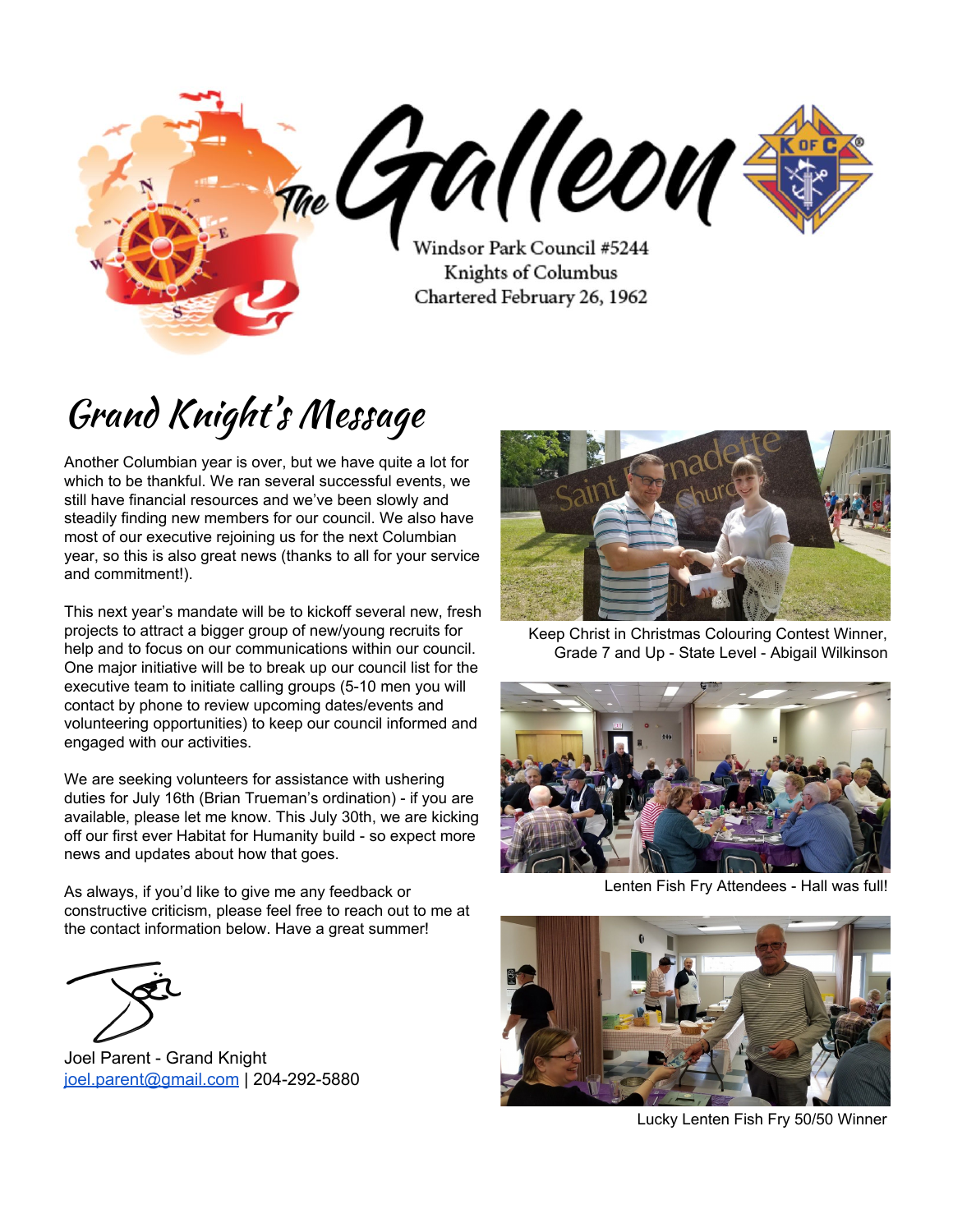# The Galleon

Windsor Park Council #5244
Knights of Columbus
Chartered February 26, 1962

## Grand Knight's Message

Another Columbian year is over, but we have quite a lot for which to be thankful. We ran several successful events, we still have financial resources and we've been slowly and steadily finding new members for our council. We also have most of our executive rejoining us for the next Columbian year, so this is also great news (thanks to all for your service and commitment!).

This next year's mandate will be to kickoff several new, fresh projects to attract a bigger group of new/young recruits for help and to focus on our communications within our council. One major initiative will be to break up our council list for the executive team to initiate calling groups (5-10 men you will contact by phone to review upcoming dates/events and volunteering opportunities) to keep our council informed and engaged with our activities.

We are seeking volunteers for assistance with ushering duties for July 16th (Brian Trueman's ordination) - if you are available, please let me know. This July 30th, we are kicking off our first ever Habitat for Humanity build - so expect more news and updates about how that goes.

As always, if you'd like to give me any feedback or constructive criticism, please feel free to reach out to me at the contact information below. Have a great summer!

Joel Parent - Grand Knight
joel.parent@gmail.com | 204-292-5880

Keep Christ in Christmas Colouring Contest Winner, Grade 7 and Up - State Level - Abigail Wilkinson

Lenten Fish Fry Attendees - Hall was full!

Lucky Lenten Fish Fry 50/50 Winner